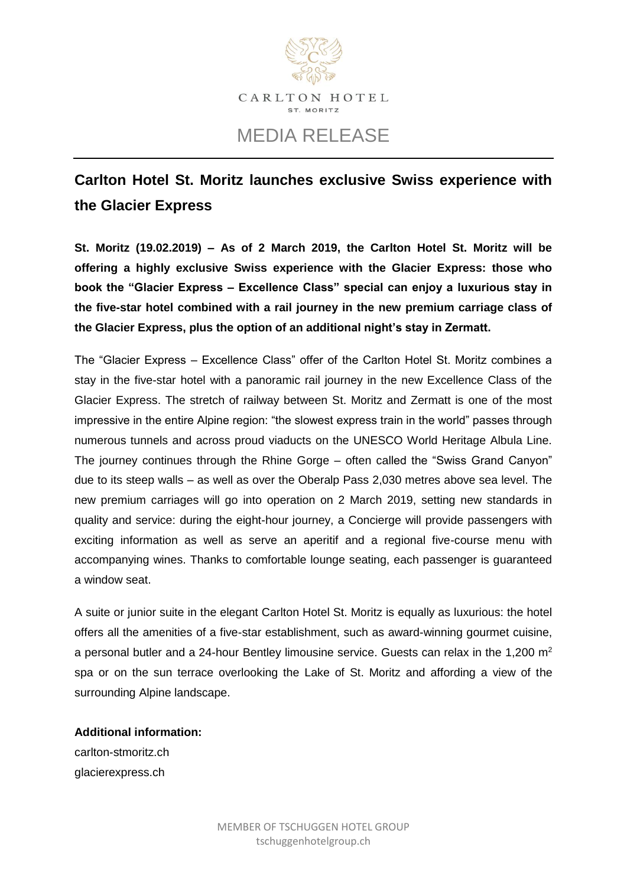CARLTON HOTEL
ST. MORITZ

# MEDIA RELEASE

## Carlton Hotel St. Moritz launches exclusive Swiss experience with the Glacier Express

**St. Moritz (19.02.2019) – As of 2 March 2019, the Carlton Hotel St. Moritz will be offering a highly exclusive Swiss experience with the Glacier Express: those who book the "Glacier Express – Excellence Class" special can enjoy a luxurious stay in the five-star hotel combined with a rail journey in the new premium carriage class of the Glacier Express, plus the option of an additional night's stay in Zermatt.**

The "Glacier Express – Excellence Class" offer of the Carlton Hotel St. Moritz combines a stay in the five-star hotel with a panoramic rail journey in the new Excellence Class of the Glacier Express. The stretch of railway between St. Moritz and Zermatt is one of the most impressive in the entire Alpine region: "the slowest express train in the world" passes through numerous tunnels and across proud viaducts on the UNESCO World Heritage Albula Line. The journey continues through the Rhine Gorge – often called the "Swiss Grand Canyon" due to its steep walls – as well as over the Oberalp Pass 2,030 metres above sea level. The new premium carriages will go into operation on 2 March 2019, setting new standards in quality and service: during the eight-hour journey, a Concierge will provide passengers with exciting information as well as serve an aperitif and a regional five-course menu with accompanying wines. Thanks to comfortable lounge seating, each passenger is guaranteed a window seat.

A suite or junior suite in the elegant Carlton Hotel St. Moritz is equally as luxurious: the hotel offers all the amenities of a five-star establishment, such as award-winning gourmet cuisine, a personal butler and a 24-hour Bentley limousine service. Guests can relax in the 1,200 $m^2$ spa or on the sun terrace overlooking the Lake of St. Moritz and affording a view of the surrounding Alpine landscape.

**Additional information:**
carlton-stmoritz.ch
glacierexpress.ch

MEMBER OF TSCHUGGEN HOTEL GROUP
tschuggenhotelgroup.ch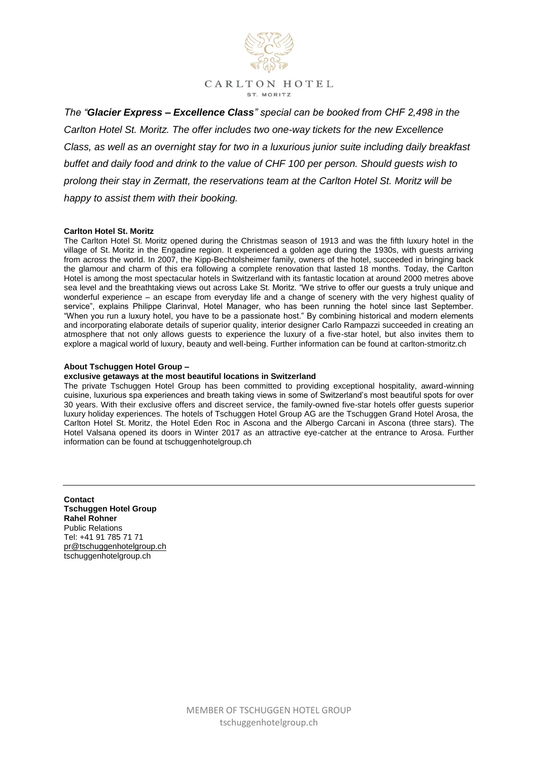*The "**Glacier Express – Excellence Class**" special can be booked from CHF 2,498 in the Carlton Hotel St. Moritz. The offer includes two one-way tickets for the new Excellence Class, as well as an overnight stay for two in a luxurious junior suite including daily breakfast buffet and daily food and drink to the value of CHF 100 per person. Should guests wish to prolong their stay in Zermatt, the reservations team at the Carlton Hotel St. Moritz will be happy to assist them with their booking.*

**Carlton Hotel St. Moritz**

The Carlton Hotel St. Moritz opened during the Christmas season of 1913 and was the fifth luxury hotel in the village of St. Moritz in the Engadine region. It experienced a golden age during the 1930s, with guests arriving from across the world. In 2007, the Kipp-Bechtolsheimer family, owners of the hotel, succeeded in bringing back the glamour and charm of this era following a complete renovation that lasted 18 months. Today, the Carlton Hotel is among the most spectacular hotels in Switzerland with its fantastic location at around 2000 metres above sea level and the breathtaking views out across Lake St. Moritz. "We strive to offer our guests a truly unique and wonderful experience – an escape from everyday life and a change of scenery with the very highest quality of service", explains Philippe Clarinval, Hotel Manager, who has been running the hotel since last September. "When you run a luxury hotel, you have to be a passionate host." By combining historical and modern elements and incorporating elaborate details of superior quality, interior designer Carlo Rampazzi succeeded in creating an atmosphere that not only allows guests to experience the luxury of a five-star hotel, but also invites them to explore a magical world of luxury, beauty and well-being. Further information can be found at carlton-stmoritz.ch

**About Tschuggen Hotel Group –**
**exclusive getaways at the most beautiful locations in Switzerland**

The private Tschuggen Hotel Group has been committed to providing exceptional hospitality, award-winning cuisine, luxurious spa experiences and breath taking views in some of Switzerland's most beautiful spots for over 30 years. With their exclusive offers and discreet service, the family-owned five-star hotels offer guests superior luxury holiday experiences. The hotels of Tschuggen Hotel Group AG are the Tschuggen Grand Hotel Arosa, the Carlton Hotel St. Moritz, the Hotel Eden Roc in Ascona and the Albergo Carcani in Ascona (three stars). The Hotel Valsana opened its doors in Winter 2017 as an attractive eye-catcher at the entrance to Arosa. Further information can be found at tschuggenhotelgroup.ch

---

**Contact**
**Tschuggen Hotel Group**
**Rahel Rohner**
Public Relations
Tel: +41 91 785 71 71
pr@tschuggenhotelgroup.ch
tschuggenhotelgroup.ch